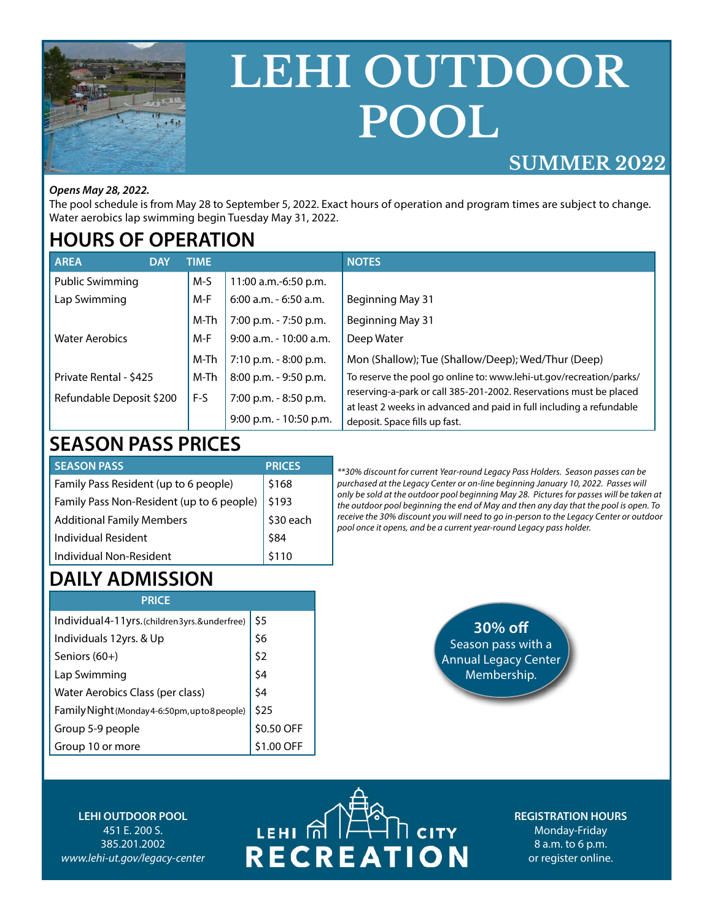# LEHI OUTDOOR POOL

## SUMMER 2022

***Opens May 28, 2022.***

The pool schedule is from May 28 to September 5, 2022. Exact hours of operation and program times are subject to change. Water aerobics lap swimming begin Tuesday May 31, 2022.

## HOURS OF OPERATION

| AREA | DAY | TIME | NOTES |
|---|---|---|---|
| Public Swimming | M-S | 11:00 a.m.-6:50 p.m. | |
| Lap Swimming | M-F | 6:00 a.m. - 6:50 a.m. | Beginning May 31 |
| | M-Th | 7:00 p.m. - 7:50 p.m. | Beginning May 31 |
| Water Aerobics | M-F | 9:00 a.m. - 10:00 a.m. | Deep Water |
| | M-Th | 7:10 p.m. - 8:00 p.m. | Mon (Shallow); Tue (Shallow/Deep); Wed/Thur (Deep) |
| Private Rental - $425 | M-Th | 8:00 p.m. - 9:50 p.m. | To reserve the pool go online to: www.lehi-ut.gov/recreation/parks/reserving-a-park or call 385-201-2002. Reservations must be placed at least 2 weeks in advanced and paid in full including a refundable deposit. Space fills up fast. |
| Refundable Deposit $200 | F-S | 7:00 p.m. - 8:50 p.m. | |
| | | 9:00 p.m. - 10:50 p.m. | |

## SEASON PASS PRICES

| SEASON PASS | PRICES |
|---|---|
| Family Pass Resident (up to 6 people) | $168 |
| Family Pass Non-Resident (up to 6 people) | $193 |
| Additional Family Members | $30 each |
| Individual Resident | $84 |
| Individual Non-Resident | $110 |

*\*\*30% discount for current Year-round Legacy Pass Holders. Season passes can be purchased at the Legacy Center or on-line beginning January 10, 2022. Passes will only be sold at the outdoor pool beginning May 28. Pictures for passes will be taken at the outdoor pool beginning the end of May and then any day that the pool is open. To receive the 30% discount you will need to go in-person to the Legacy Center or outdoor pool once it opens, and be a current year-round Legacy pass holder.*

## DAILY ADMISSION

| PRICE | |
|---|---|
| Individual 4-11yrs. (children 3yrs. & under free) | $5 |
| Individuals 12yrs. & Up | $6 |
| Seniors (60+) | $2 |
| Lap Swimming | $4 |
| Water Aerobics Class (per class) | $4 |
| Family Night (Monday 4-6:50pm, up to 8 people) | $25 |
| Group 5-9 people | $0.50 OFF |
| Group 10 or more | $1.00 OFF |

**30% off**
Season pass with a Annual Legacy Center Membership.

**LEHI OUTDOOR POOL**
451 E. 200 S.
385.201.2002
*www.lehi-ut.gov/legacy-center*

LEHI CITY RECREATION

**REGISTRATION HOURS**
Monday-Friday
8 a.m. to 6 p.m.
or register online.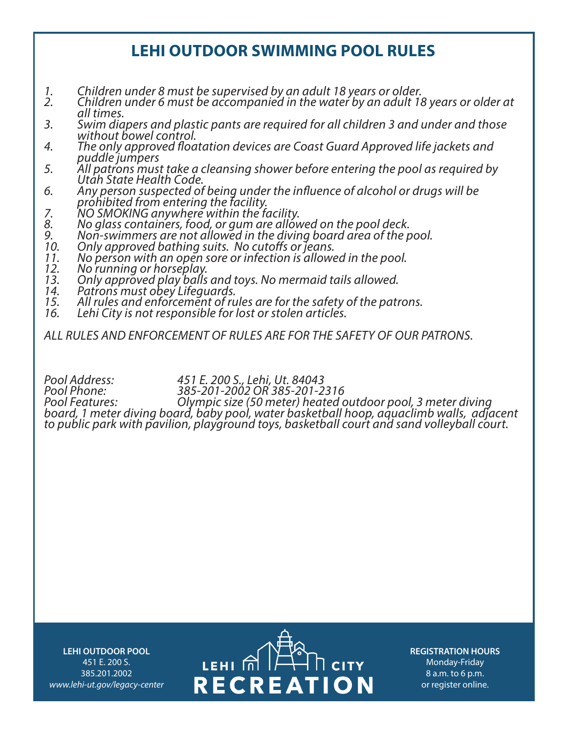# LEHI OUTDOOR SWIMMING POOL RULES

1. *Children under 8 must be supervised by an adult 18 years or older.*
2. *Children under 6 must be accompanied in the water by an adult 18 years or older at all times.*
3. *Swim diapers and plastic pants are required for all children 3 and under and those without bowel control.*
4. *The only approved floatation devices are Coast Guard Approved life jackets and puddle jumpers*
5. *All patrons must take a cleansing shower before entering the pool as required by Utah State Health Code.*
6. *Any person suspected of being under the influence of alcohol or drugs will be prohibited from entering the facility.*
7. *NO SMOKING anywhere within the facility.*
8. *No glass containers, food, or gum are allowed on the pool deck.*
9. *Non-swimmers are not allowed in the diving board area of the pool.*
10. *Only approved bathing suits. No cutoffs or jeans.*
11. *No person with an open sore or infection is allowed in the pool.*
12. *No running or horseplay.*
13. *Only approved play balls and toys. No mermaid tails allowed.*
14. *Patrons must obey Lifeguards.*
15. *All rules and enforcement of rules are for the safety of the patrons.*
16. *Lehi City is not responsible for lost or stolen articles.*

*ALL RULES AND ENFORCEMENT OF RULES ARE FOR THE SAFETY OF OUR PATRONS.*

*Pool Address:* *451 E. 200 S., Lehi, Ut. 84043*
*Pool Phone:* *385-201-2002 OR 385-201-2316*
*Pool Features:* *Olympic size (50 meter) heated outdoor pool, 3 meter diving board, 1 meter diving board, baby pool, water basketball hoop, aquaclimb walls, adjacent to public park with pavilion, playground toys, basketball court and sand volleyball court.*

**LEHI OUTDOOR POOL**
451 E. 200 S.
385.201.2002
*www.lehi-ut.gov/legacy-center*

LEHI CITY RECREATION

**REGISTRATION HOURS**
Monday-Friday
8 a.m. to 6 p.m.
or register online.